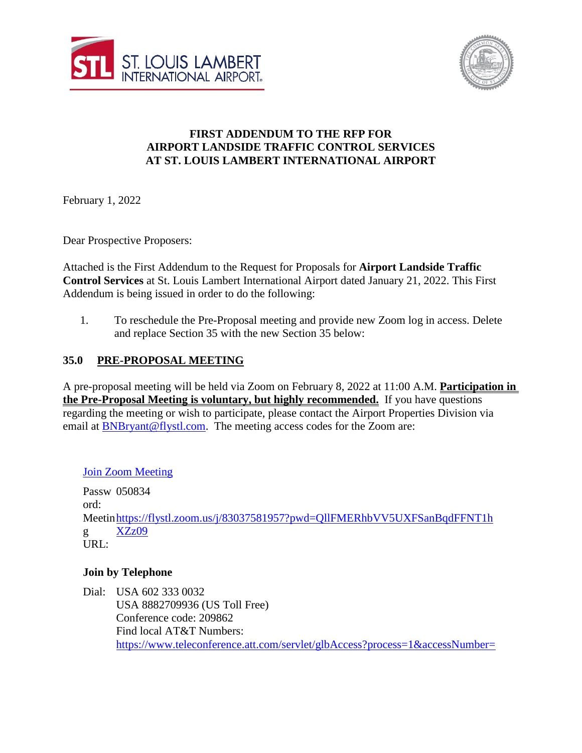ST. LOUIS LAMBERT INTERNATIONAL AIRPORT

**FIRST ADDENDUM TO THE RFP FOR**
**AIRPORT LANDSIDE TRAFFIC CONTROL SERVICES**
**AT ST. LOUIS LAMBERT INTERNATIONAL AIRPORT**

February 1, 2022

Dear Prospective Proposers:

Attached is the First Addendum to the Request for Proposals for **Airport Landside Traffic Control Services** at St. Louis Lambert International Airport dated January 21, 2022. This First Addendum is being issued in order to do the following:

1. To reschedule the Pre-Proposal meeting and provide new Zoom log in access. Delete and replace Section 35 with the new Section 35 below:

## 35.0 PRE-PROPOSAL MEETING

A pre-proposal meeting will be held via Zoom on February 8, 2022 at 11:00 A.M. **Participation in the Pre-Proposal Meeting is voluntary, but highly recommended.** If you have questions regarding the meeting or wish to participate, please contact the Airport Properties Division via email at BNBryant@flystl.com. The meeting access codes for the Zoom are:

Join Zoom Meeting

Password: 050834

Meeting URL: https://flystl.zoom.us/j/83037581957?pwd=QllFMERhbVV5UXFSanBqdFFNT1hXZz09

**Join by Telephone**

Dial: USA 602 333 0032
USA 8882709936 (US Toll Free)
Conference code: 209862
Find local AT&T Numbers:
https://www.teleconference.att.com/servlet/glbAccess?process=1&accessNumber=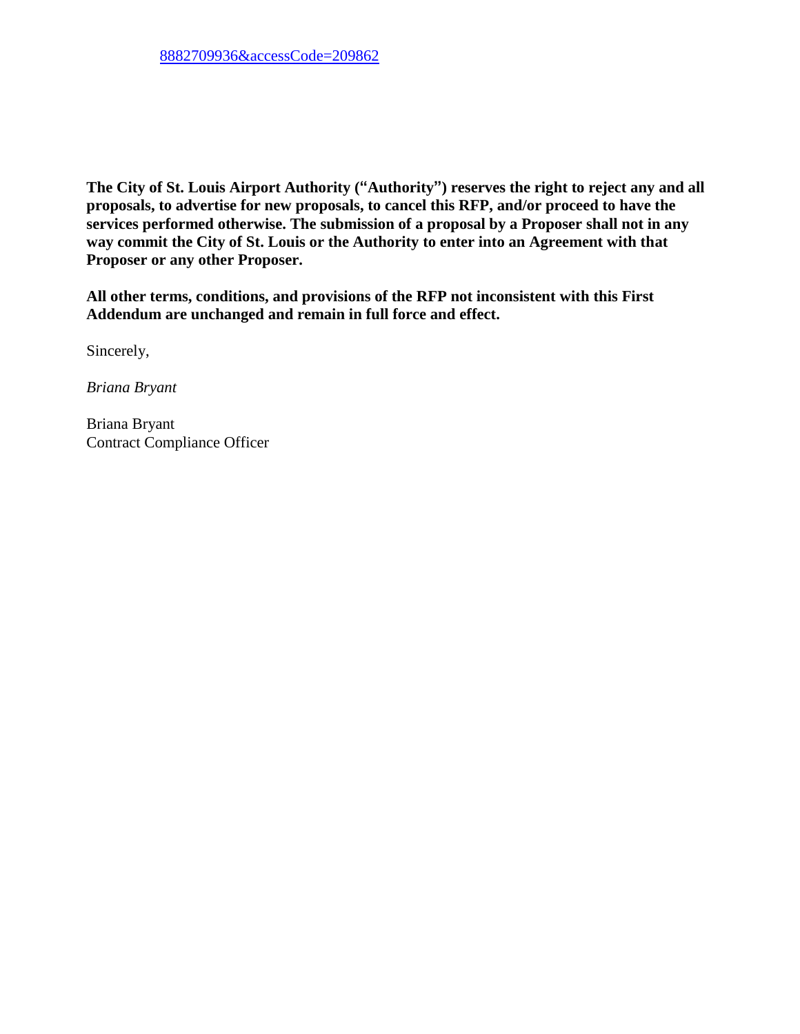8882709936&accessCode=209862

**The City of St. Louis Airport Authority ("Authority") reserves the right to reject any and all proposals, to advertise for new proposals, to cancel this RFP, and/or proceed to have the services performed otherwise. The submission of a proposal by a Proposer shall not in any way commit the City of St. Louis or the Authority to enter into an Agreement with that Proposer or any other Proposer.**

**All other terms, conditions, and provisions of the RFP not inconsistent with this First Addendum are unchanged and remain in full force and effect.**

Sincerely,

*Briana Bryant*

Briana Bryant
Contract Compliance Officer